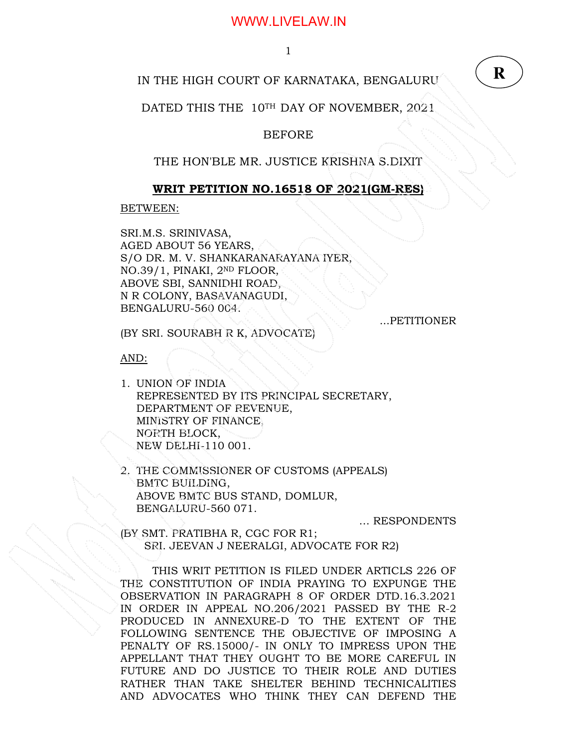IN THE HIGH COURT OF KARNATAKA, BENGALURU

**R**

DATED THIS THE 10TH DAY OF NOVEMBER, 2021

BEFORE

THE HON'BLE MR. JUSTICE KRISHNA S.DIXIT

**WRIT PETITION NO.16518 OF 2021(GM-RES)**

BETWEEN:

SRI.M.S. SRINIVASA,
AGED ABOUT 56 YEARS,
S/O DR. M. V. SHANKARANARAYANA IYER,
NO.39/1, PINAKI, 2ND FLOOR,
ABOVE SBI, SANNIDHI ROAD,
N R COLONY, BASAVANAGUDI,
BENGALURU-560 004.

...PETITIONER

(BY SRI. SOURABH R K, ADVOCATE)

AND:

1. UNION OF INDIA
   REPRESENTED BY ITS PRINCIPAL SECRETARY,
   DEPARTMENT OF REVENUE,
   MINISTRY OF FINANCE,
   NORTH BLOCK,
   NEW DELHI-110 001.

2. THE COMMISSIONER OF CUSTOMS (APPEALS)
   BMTC BUILDING,
   ABOVE BMTC BUS STAND, DOMLUR,
   BENGALURU-560 071.

... RESPONDENTS

(BY SMT. PRATIBHA R, CGC FOR R1;
SRI. JEEVAN J NEERALGI, ADVOCATE FOR R2)

THIS WRIT PETITION IS FILED UNDER ARTICLS 226 OF THE CONSTITUTION OF INDIA PRAYING TO EXPUNGE THE OBSERVATION IN PARAGRAPH 8 OF ORDER DTD.16.3.2021 IN ORDER IN APPEAL NO.206/2021 PASSED BY THE R-2 PRODUCED IN ANNEXURE-D TO THE EXTENT OF THE FOLLOWING SENTENCE THE OBJECTIVE OF IMPOSING A PENALTY OF RS.15000/- IN ONLY TO IMPRESS UPON THE APPELLANT THAT THEY OUGHT TO BE MORE CAREFUL IN FUTURE AND DO JUSTICE TO THEIR ROLE AND DUTIES RATHER THAN TAKE SHELTER BEHIND TECHNICALITIES AND ADVOCATES WHO THINK THEY CAN DEFEND THE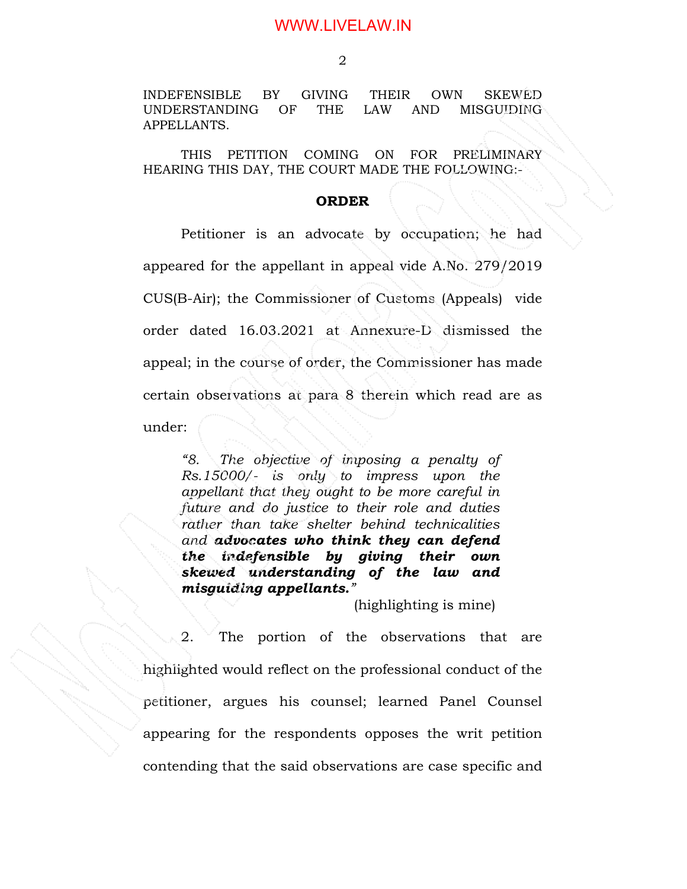INDEFENSIBLE BY GIVING THEIR OWN SKEWED UNDERSTANDING OF THE LAW AND MISGUIDING APPELLANTS.

THIS PETITION COMING ON FOR PRELIMINARY HEARING THIS DAY, THE COURT MADE THE FOLLOWING:-

**ORDER**

Petitioner is an advocate by occupation; he had appeared for the appellant in appeal vide A.No. 279/2019 CUS(B-Air); the Commissioner of Customs (Appeals) vide order dated 16.03.2021 at Annexure-D dismissed the appeal; in the course of order, the Commissioner has made certain observations at para 8 therein which read are as under:

> *"8. The objective of imposing a penalty of Rs.15000/- is only to impress upon the appellant that they ought to be more careful in future and do justice to their role and duties rather than take shelter behind technicalities and* ***advocates who think they can defend the indefensible by giving their own skewed understanding of the law and misguiding appellants."***
>
> (highlighting is mine)

2. The portion of the observations that are highlighted would reflect on the professional conduct of the petitioner, argues his counsel; learned Panel Counsel appearing for the respondents opposes the writ petition contending that the said observations are case specific and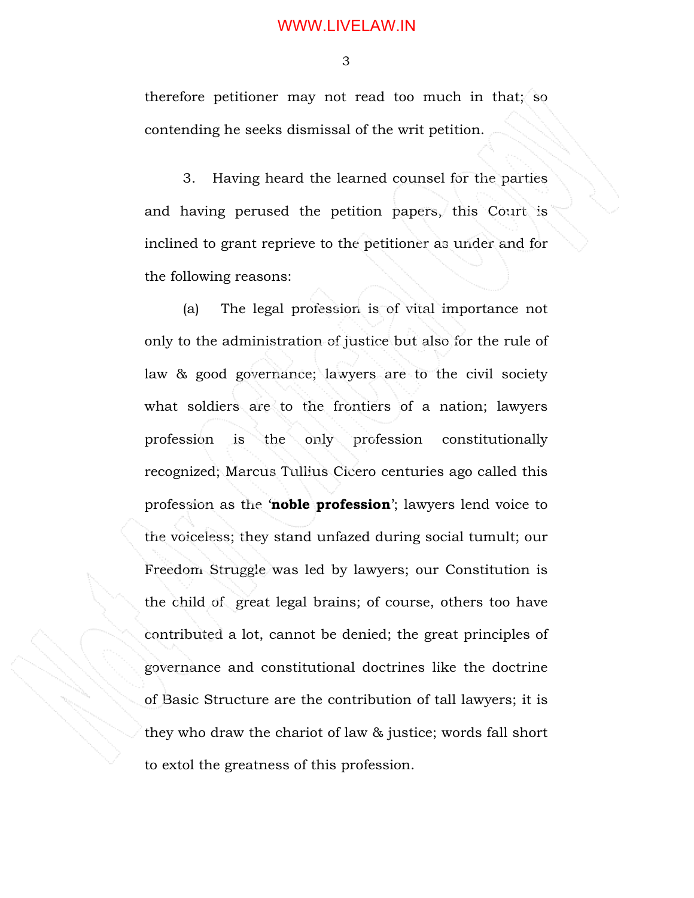therefore petitioner may not read too much in that; so contending he seeks dismissal of the writ petition.

3. Having heard the learned counsel for the parties and having perused the petition papers, this Court is inclined to grant reprieve to the petitioner as under and for the following reasons:

(a) The legal profession is of vital importance not only to the administration of justice but also for the rule of law & good governance; lawyers are to the civil society what soldiers are to the frontiers of a nation; lawyers profession is the only profession constitutionally recognized; Marcus Tullius Cicero centuries ago called this profession as the '**noble profession**'; lawyers lend voice to the voiceless; they stand unfazed during social tumult; our Freedom Struggle was led by lawyers; our Constitution is the child of great legal brains; of course, others too have contributed a lot, cannot be denied; the great principles of governance and constitutional doctrines like the doctrine of Basic Structure are the contribution of tall lawyers; it is they who draw the chariot of law & justice; words fall short to extol the greatness of this profession.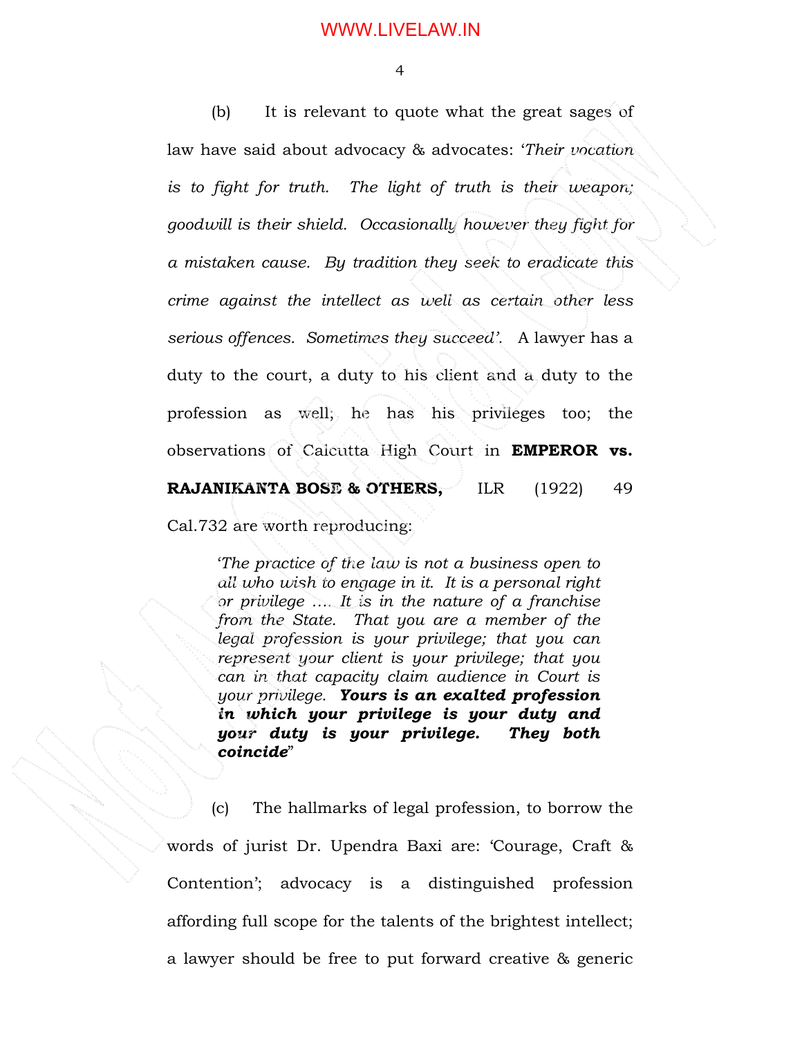(b) It is relevant to quote what the great sages of law have said about advocacy & advocates: '*Their vocation is to fight for truth. The light of truth is their weapon; goodwill is their shield. Occasionally however they fight for a mistaken cause. By tradition they seek to eradicate this crime against the intellect as well as certain other less serious offences. Sometimes they succeed*'. A lawyer has a duty to the court, a duty to his client and a duty to the profession as well; he has his privileges too; the observations of Calcutta High Court in **EMPEROR vs. RAJANIKANTA BOSE & OTHERS,** ILR (1922) 49 Cal.732 are worth reproducing:

> '*The practice of the law is not a business open to all who wish to engage in it. It is a personal right or privilege …. It is in the nature of a franchise from the State. That you are a member of the legal profession is your privilege; that you can represent your client is your privilege; that you can in that capacity claim audience in Court is your privilege.* ***Yours is an exalted profession in which your privilege is your duty and your duty is your privilege. They both coincide***"

(c) The hallmarks of legal profession, to borrow the words of jurist Dr. Upendra Baxi are: 'Courage, Craft & Contention'; advocacy is a distinguished profession affording full scope for the talents of the brightest intellect; a lawyer should be free to put forward creative & generic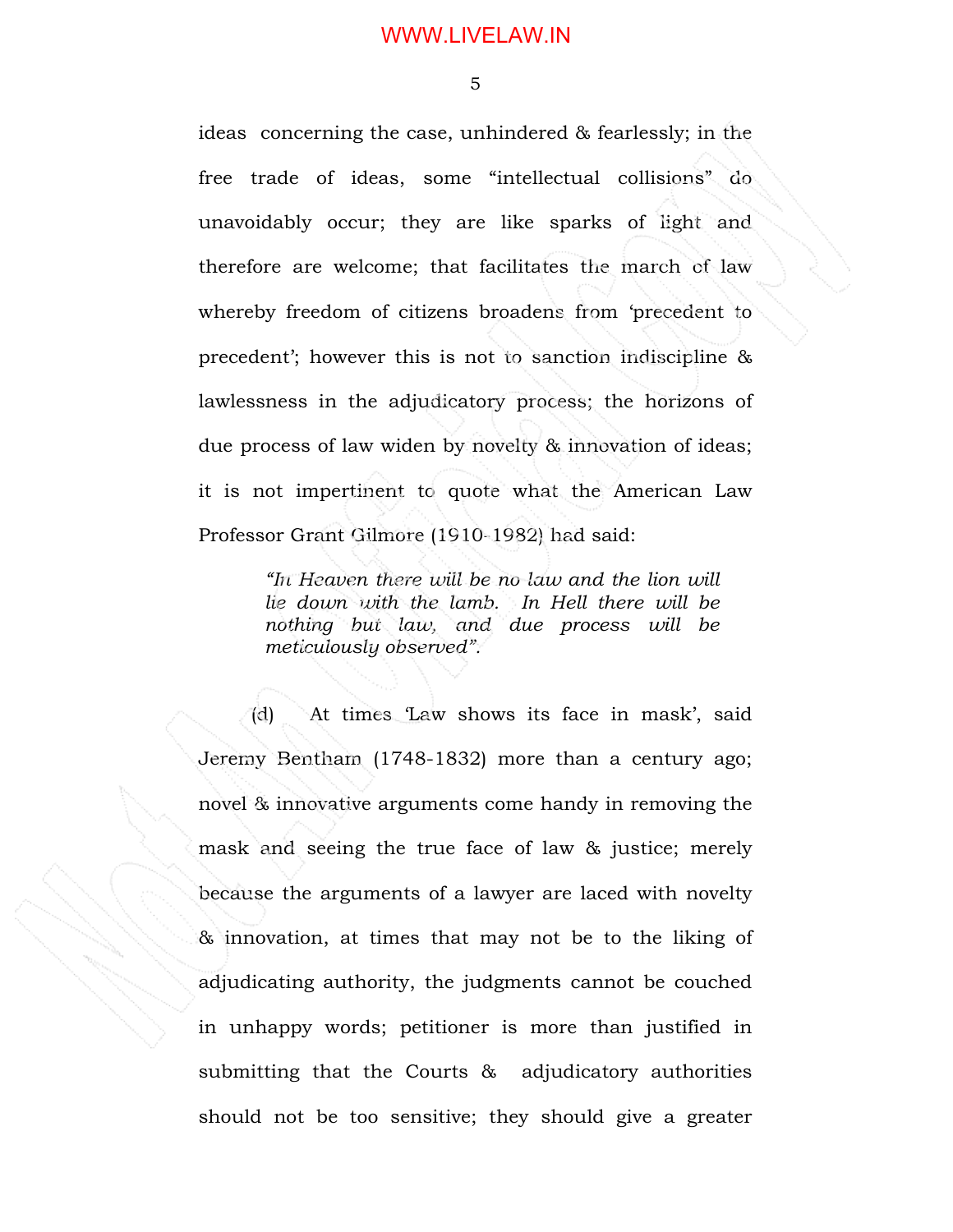ideas concerning the case, unhindered & fearlessly; in the free trade of ideas, some "intellectual collisions" do unavoidably occur; they are like sparks of light and therefore are welcome; that facilitates the march of law whereby freedom of citizens broadens from 'precedent to precedent'; however this is not to sanction indiscipline & lawlessness in the adjudicatory process; the horizons of due process of law widen by novelty & innovation of ideas; it is not impertinent to quote what the American Law Professor Grant Gilmore (1910-1982) had said:

> *"In Heaven there will be no law and the lion will lie down with the lamb. In Hell there will be nothing but law, and due process will be meticulously observed".*

(d) At times 'Law shows its face in mask', said Jeremy Bentham (1748-1832) more than a century ago; novel & innovative arguments come handy in removing the mask and seeing the true face of law & justice; merely because the arguments of a lawyer are laced with novelty & innovation, at times that may not be to the liking of adjudicating authority, the judgments cannot be couched in unhappy words; petitioner is more than justified in submitting that the Courts & adjudicatory authorities should not be too sensitive; they should give a greater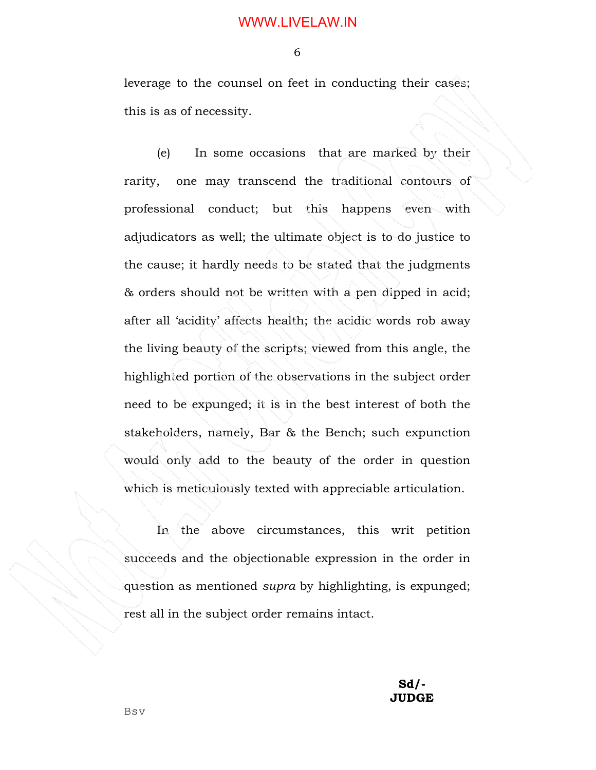leverage to the counsel on feet in conducting their cases; this is as of necessity.

(e) In some occasions that are marked by their rarity, one may transcend the traditional contours of professional conduct; but this happens even with adjudicators as well; the ultimate object is to do justice to the cause; it hardly needs to be stated that the judgments & orders should not be written with a pen dipped in acid; after all 'acidity' affects health; the acidic words rob away the living beauty of the scripts; viewed from this angle, the highlighted portion of the observations in the subject order need to be expunged; it is in the best interest of both the stakeholders, namely, Bar & the Bench; such expunction would only add to the beauty of the order in question which is meticulously texted with appreciable articulation.

In the above circumstances, this writ petition succeeds and the objectionable expression in the order in question as mentioned *supra* by highlighting, is expunged; rest all in the subject order remains intact.

**Sd/-**
**JUDGE**

Bsv